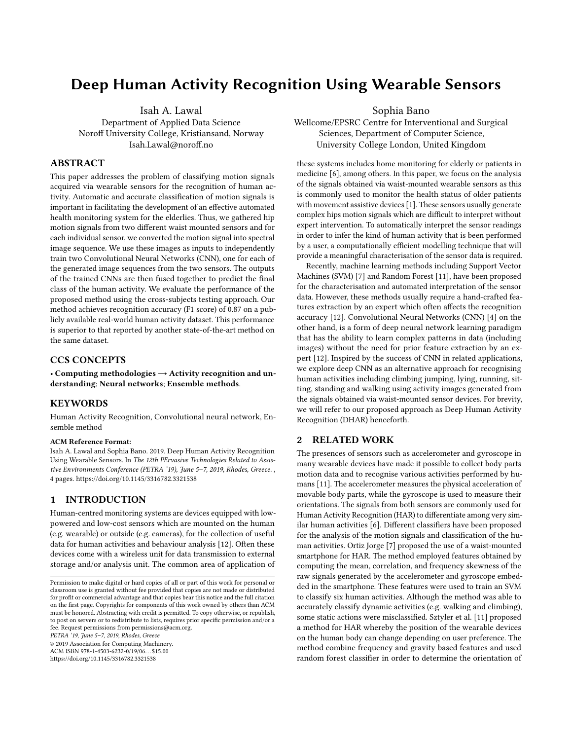# Deep Human Activity Recognition Using Wearable Sensors

Isah A. Lawal
Department of Applied Data Science
Noroff University College, Kristiansand, Norway
Isah.Lawal@noroff.no

Sophia Bano
Wellcome/EPSRC Centre for Interventional and Surgical Sciences, Department of Computer Science,
University College London, United Kingdom

## ABSTRACT

This paper addresses the problem of classifying motion signals acquired via wearable sensors for the recognition of human activity. Automatic and accurate classification of motion signals is important in facilitating the development of an effective automated health monitoring system for the elderlies. Thus, we gathered hip motion signals from two different waist mounted sensors and for each individual sensor, we converted the motion signal into spectral image sequence. We use these images as inputs to independently train two Convolutional Neural Networks (CNN), one for each of the generated image sequences from the two sensors. The outputs of the trained CNNs are then fused together to predict the final class of the human activity. We evaluate the performance of the proposed method using the cross-subjects testing approach. Our method achieves recognition accuracy (F1 score) of 0.87 on a publicly available real-world human activity dataset. This performance is superior to that reported by another state-of-the-art method on the same dataset.

## CCS CONCEPTS

• **Computing methodologies → Activity recognition and understanding**; **Neural networks**; **Ensemble methods**.

## KEYWORDS

Human Activity Recognition, Convolutional neural network, Ensemble method

**ACM Reference Format:**
Isah A. Lawal and Sophia Bano. 2019. Deep Human Activity Recognition Using Wearable Sensors. In *The 12th PErvasive Technologies Related to Assistive Environments Conference (PETRA '19), June 5–7, 2019, Rhodes, Greece.* , 4 pages. https://doi.org/10.1145/3316782.3321538

## 1 INTRODUCTION

Human-centred monitoring systems are devices equipped with low-powered and low-cost sensors which are mounted on the human (e.g. wearable) or outside (e.g. cameras), for the collection of useful data for human activities and behaviour analysis [12]. Often these devices come with a wireless unit for data transmission to external storage and/or analysis unit. The common area of application of these systems includes home monitoring for elderly or patients in medicine [6], among others. In this paper, we focus on the analysis of the signals obtained via waist-mounted wearable sensors as this is commonly used to monitor the health status of older patients with movement assistive devices [1]. These sensors usually generate complex hips motion signals which are difficult to interpret without expert intervention. To automatically interpret the sensor readings in order to infer the kind of human activity that is been performed by a user, a computationally efficient modelling technique that will provide a meaningful characterisation of the sensor data is required.

Recently, machine learning methods including Support Vector Machines (SVM) [7] and Random Forest [11], have been proposed for the characterisation and automated interpretation of the sensor data. However, these methods usually require a hand-crafted features extraction by an expert which often affects the recognition accuracy [12]. Convolutional Neural Networks (CNN) [4] on the other hand, is a form of deep neural network learning paradigm that has the ability to learn complex patterns in data (including images) without the need for prior feature extraction by an expert [12]. Inspired by the success of CNN in related applications, we explore deep CNN as an alternative approach for recognising human activities including climbing jumping, lying, running, sitting, standing and walking using activity images generated from the signals obtained via waist-mounted sensor devices. For brevity, we will refer to our proposed approach as Deep Human Activity Recognition (DHAR) henceforth.

## 2 RELATED WORK

The presences of sensors such as accelerometer and gyroscope in many wearable devices have made it possible to collect body parts motion data and to recognise various activities performed by humans [11]. The accelerometer measures the physical acceleration of movable body parts, while the gyroscope is used to measure their orientations. The signals from both sensors are commonly used for Human Activity Recognition (HAR) to differentiate among very similar human activities [6]. Different classifiers have been proposed for the analysis of the motion signals and classification of the human activities. Ortiz Jorge [7] proposed the use of a waist-mounted smartphone for HAR. The method employed features obtained by computing the mean, correlation, and frequency skewness of the raw signals generated by the accelerometer and gyroscope embedded in the smartphone. These features were used to train an SVM to classify six human activities. Although the method was able to accurately classify dynamic activities (e.g. walking and climbing), some static actions were misclassified. Sztyler et al. [11] proposed a method for HAR whereby the position of the wearable devices on the human body can change depending on user preference. The method combine frequency and gravity based features and used random forest classifier in order to determine the orientation of

Permission to make digital or hard copies of all or part of this work for personal or classroom use is granted without fee provided that copies are not made or distributed for profit or commercial advantage and that copies bear this notice and the full citation on the first page. Copyrights for components of this work owned by others than ACM must be honored. Abstracting with credit is permitted. To copy otherwise, or republish, to post on servers or to redistribute to lists, requires prior specific permission and/or a fee. Request permissions from permissions@acm.org.
*PETRA '19, June 5–7, 2019, Rhodes, Greece*
© 2019 Association for Computing Machinery.
ACM ISBN 978-1-4503-6232-0/19/06…$15.00
https://doi.org/10.1145/3316782.3321538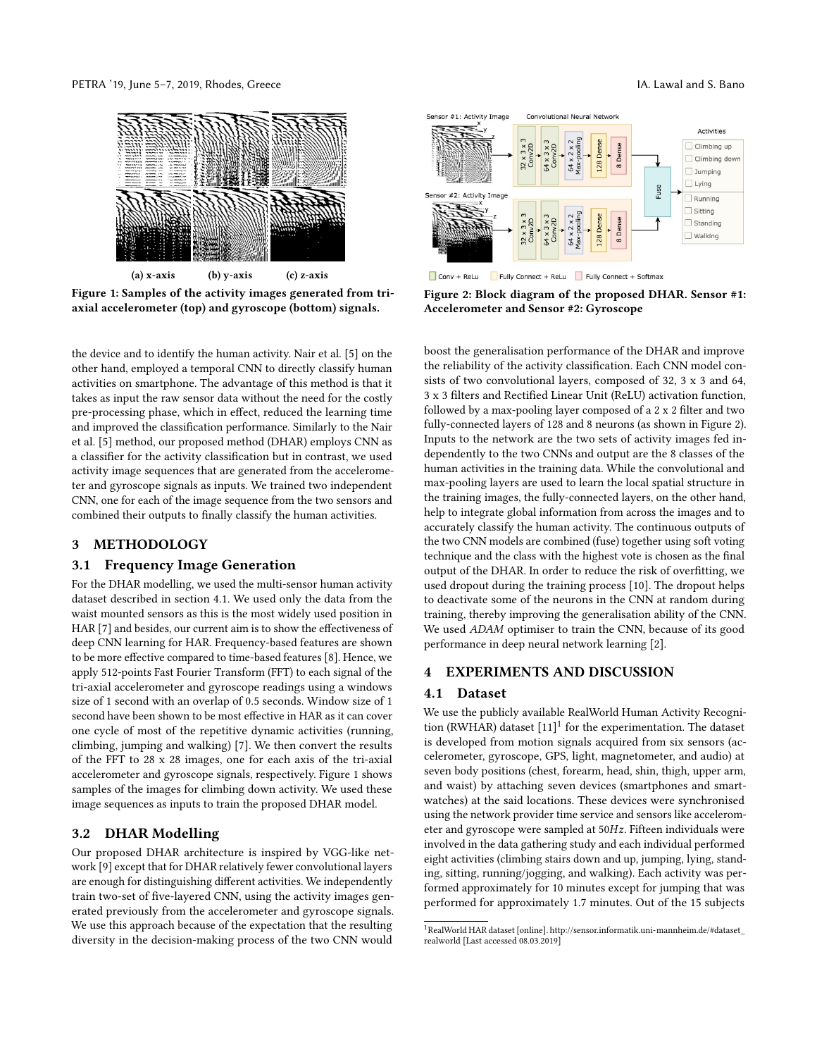(a) x-axis (b) y-axis (c) z-axis

**Figure 1: Samples of the activity images generated from tri-axial accelerometer (top) and gyroscope (bottom) signals.**

**Figure 2: Block diagram of the proposed DHAR. Sensor #1: Accelerometer and Sensor #2: Gyroscope**

the device and to identify the human activity. Nair et al. [5] on the other hand, employed a temporal CNN to directly classify human activities on smartphone. The advantage of this method is that it takes as input the raw sensor data without the need for the costly pre-processing phase, which in effect, reduced the learning time and improved the classification performance. Similarly to the Nair et al. [5] method, our proposed method (DHAR) employs CNN as a classifier for the activity classification but in contrast, we used activity image sequences that are generated from the accelerometer and gyroscope signals as inputs. We trained two independent CNN, one for each of the image sequence from the two sensors and combined their outputs to finally classify the human activities.

## 3 METHODOLOGY

### 3.1 Frequency Image Generation

For the DHAR modelling, we used the multi-sensor human activity dataset described in section 4.1. We used only the data from the waist mounted sensors as this is the most widely used position in HAR [7] and besides, our current aim is to show the effectiveness of deep CNN learning for HAR. Frequency-based features are shown to be more effective compared to time-based features [8]. Hence, we apply 512-points Fast Fourier Transform (FFT) to each signal of the tri-axial accelerometer and gyroscope readings using a windows size of 1 second with an overlap of 0.5 seconds. Window size of 1 second have been shown to be most effective in HAR as it can cover one cycle of most of the repetitive dynamic activities (running, climbing, jumping and walking) [7]. We then convert the results of the FFT to 28 x 28 images, one for each axis of the tri-axial accelerometer and gyroscope signals, respectively. Figure 1 shows samples of the images for climbing down activity. We used these image sequences as inputs to train the proposed DHAR model.

### 3.2 DHAR Modelling

Our proposed DHAR architecture is inspired by VGG-like network [9] except that for DHAR relatively fewer convolutional layers are enough for distinguishing different activities. We independently train two-set of five-layered CNN, using the activity images generated previously from the accelerometer and gyroscope signals. We use this approach because of the expectation that the resulting diversity in the decision-making process of the two CNN would boost the generalisation performance of the DHAR and improve the reliability of the activity classification. Each CNN model consists of two convolutional layers, composed of 32, 3 x 3 and 64, 3 x 3 filters and Rectified Linear Unit (ReLU) activation function, followed by a max-pooling layer composed of a 2 x 2 filter and two fully-connected layers of 128 and 8 neurons (as shown in Figure 2). Inputs to the network are the two sets of activity images fed independently to the two CNNs and output are the 8 classes of the human activities in the training data. While the convolutional and max-pooling layers are used to learn the local spatial structure in the training images, the fully-connected layers, on the other hand, help to integrate global information from across the images and to accurately classify the human activity. The continuous outputs of the two CNN models are combined (fuse) together using soft voting technique and the class with the highest vote is chosen as the final output of the DHAR. In order to reduce the risk of overfitting, we used dropout during the training process [10]. The dropout helps to deactivate some of the neurons in the CNN at random during training, thereby improving the generalisation ability of the CNN. We used *ADAM* optimiser to train the CNN, because of its good performance in deep neural network learning [2].

## 4 EXPERIMENTS AND DISCUSSION

### 4.1 Dataset

We use the publicly available RealWorld Human Activity Recognition (RWHAR) dataset [11][1] for the experimentation. The dataset is developed from motion signals acquired from six sensors (accelerometer, gyroscope, GPS, light, magnetometer, and audio) at seven body positions (chest, forearm, head, shin, thigh, upper arm, and waist) by attaching seven devices (smartphones and smartwatches) at the said locations. These devices were synchronised using the network provider time service and sensors like accelerometer and gyroscope were sampled at $50Hz$. Fifteen individuals were involved in the data gathering study and each individual performed eight activities (climbing stairs down and up, jumping, lying, standing, sitting, running/jogging, and walking). Each activity was performed approximately for 10 minutes except for jumping that was performed for approximately 1.7 minutes. Out of the 15 subjects

[1]RealWorld HAR dataset [online]. http://sensor.informatik.uni-mannheim.de/#dataset_realworld [Last accessed 08.03.2019]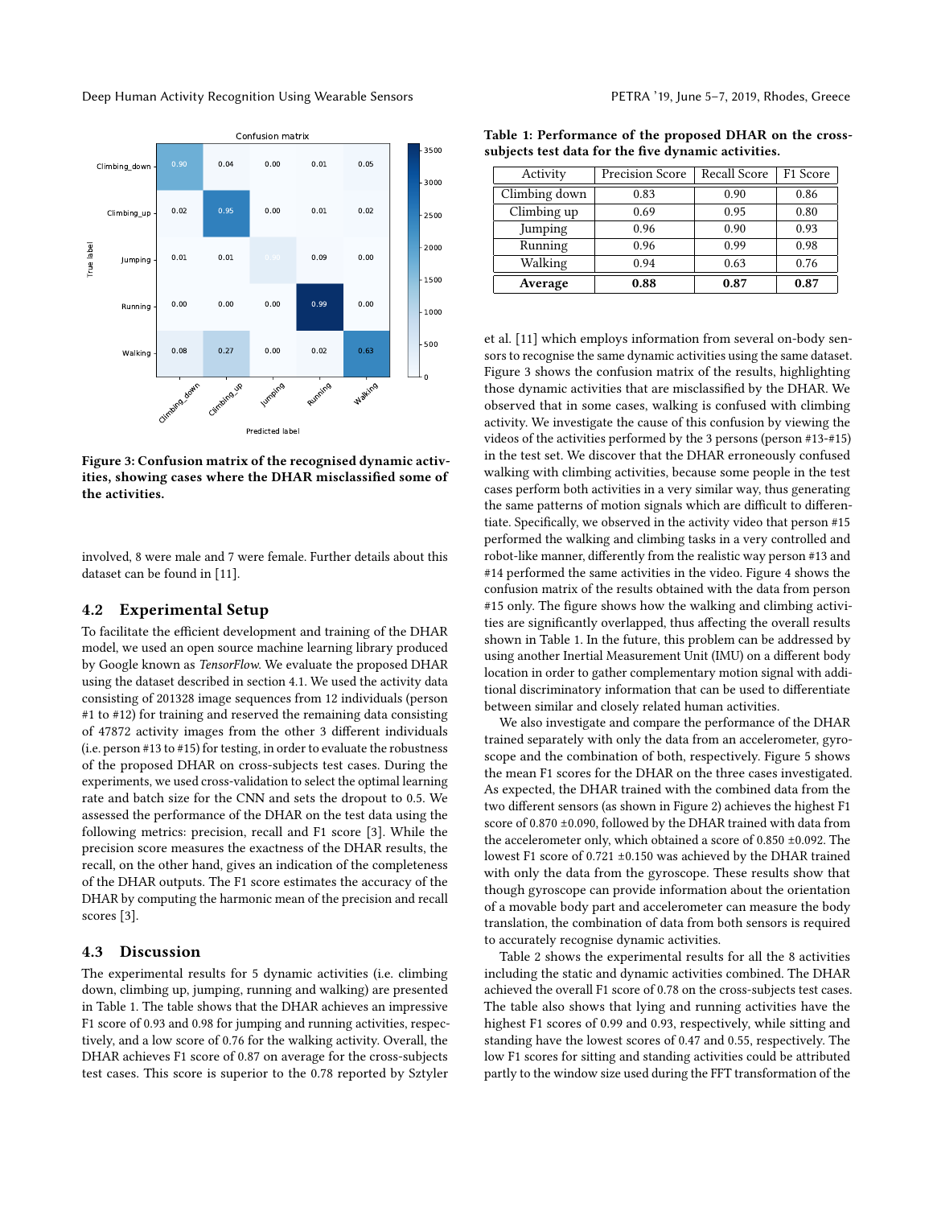Figure 3: Confusion matrix of the recognised dynamic activities, showing cases where the DHAR misclassified some of the activities.

involved, 8 were male and 7 were female. Further details about this dataset can be found in [11].

## 4.2 Experimental Setup

To facilitate the efficient development and training of the DHAR model, we used an open source machine learning library produced by Google known as *TensorFlow*. We evaluate the proposed DHAR using the dataset described in section 4.1. We used the activity data consisting of 201328 image sequences from 12 individuals (person #1 to #12) for training and reserved the remaining data consisting of 47872 activity images from the other 3 different individuals (i.e. person #13 to #15) for testing, in order to evaluate the robustness of the proposed DHAR on cross-subjects test cases. During the experiments, we used cross-validation to select the optimal learning rate and batch size for the CNN and sets the dropout to 0.5. We assessed the performance of the DHAR on the test data using the following metrics: precision, recall and F1 score [3]. While the precision score measures the exactness of the DHAR results, the recall, on the other hand, gives an indication of the completeness of the DHAR outputs. The F1 score estimates the accuracy of the DHAR by computing the harmonic mean of the precision and recall scores [3].

## 4.3 Discussion

The experimental results for 5 dynamic activities (i.e. climbing down, climbing up, jumping, running and walking) are presented in Table 1. The table shows that the DHAR achieves an impressive F1 score of 0.93 and 0.98 for jumping and running activities, respectively, and a low score of 0.76 for the walking activity. Overall, the DHAR achieves F1 score of 0.87 on average for the cross-subjects test cases. This score is superior to the 0.78 reported by Sztyler et al. [11] which employs information from several on-body sensors to recognise the same dynamic activities using the same dataset. Figure 3 shows the confusion matrix of the results, highlighting those dynamic activities that are misclassified by the DHAR. We observed that in some cases, walking is confused with climbing activity. We investigate the cause of this confusion by viewing the videos of the activities performed by the 3 persons (person #13-#15) in the test set. We discover that the DHAR erroneously confused walking with climbing activities, because some people in the test cases perform both activities in a very similar way, thus generating the same patterns of motion signals which are difficult to differentiate. Specifically, we observed in the activity video that person #15 performed the walking and climbing tasks in a very controlled and robot-like manner, differently from the realistic way person #13 and #14 performed the same activities in the video. Figure 4 shows the confusion matrix of the results obtained with the data from person #15 only. The figure shows how the walking and climbing activities are significantly overlapped, thus affecting the overall results shown in Table 1. In the future, this problem can be addressed by using another Inertial Measurement Unit (IMU) on a different body location in order to gather complementary motion signal with additional discriminatory information that can be used to differentiate between similar and closely related human activities.

**Table 1: Performance of the proposed DHAR on the cross-subjects test data for the five dynamic activities.**

| Activity | Precision Score | Recall Score | F1 Score |
|---|---|---|---|
| Climbing down | 0.83 | 0.90 | 0.86 |
| Climbing up | 0.69 | 0.95 | 0.80 |
| Jumping | 0.96 | 0.90 | 0.93 |
| Running | 0.96 | 0.99 | 0.98 |
| Walking | 0.94 | 0.63 | 0.76 |
| **Average** | **0.88** | **0.87** | **0.87** |

We also investigate and compare the performance of the DHAR trained separately with only the data from an accelerometer, gyroscope and the combination of both, respectively. Figure 5 shows the mean F1 scores for the DHAR on the three cases investigated. As expected, the DHAR trained with the combined data from the two different sensors (as shown in Figure 2) achieves the highest F1 score of 0.870 ±0.090, followed by the DHAR trained with data from the accelerometer only, which obtained a score of 0.850 ±0.092. The lowest F1 score of 0.721 ±0.150 was achieved by the DHAR trained with only the data from the gyroscope. These results show that though gyroscope can provide information about the orientation of a movable body part and accelerometer can measure the body translation, the combination of data from both sensors is required to accurately recognise dynamic activities.

Table 2 shows the experimental results for all the 8 activities including the static and dynamic activities combined. The DHAR achieved the overall F1 score of 0.78 on the cross-subjects test cases. The table also shows that lying and running activities have the highest F1 scores of 0.99 and 0.93, respectively, while sitting and standing have the lowest scores of 0.47 and 0.55, respectively. The low F1 scores for sitting and standing activities could be attributed partly to the window size used during the FFT transformation of the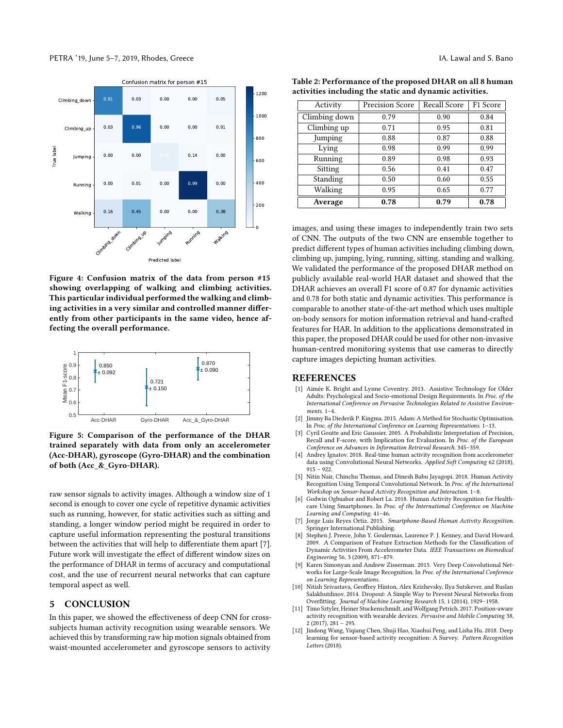Confusion matrix for person #15

True label

Climbing_down 0.91 0.03 0.00 0.00 0.05

Climbing_up 0.03 0.96 0.00 0.00 0.01

Jumping 0.00 0.00 0.86 0.14 0.00

Running 0.00 0.01 0.00 0.99 0.00

Walking 0.16 0.45 0.00 0.00 0.38

Climbing_down Climbing_up Jumping Running Walking

Predicted label

1200 1000 800 600 400 200 0

**Figure 4: Confusion matrix of the data from person #15 showing overlapping of walking and climbing activities. This particular individual performed the walking and climbing activities in a very similar and controlled manner differently from other participants in the same video, hence affecting the overall performance.**

Mean F1-score

1 0.9 0.8 0.7 0.6 0.5

0.850 ± 0.092

0.721 ± 0.150

0.870 ± 0.090

Acc-DHAR Gyro-DHAR Acc_&_Gyro-DHAR

**Figure 5: Comparison of the performance of the DHAR trained separately with data from only an accelerometer (Acc-DHAR), gyroscope (Gyro-DHAR) and the combination of both (Acc_&_Gyro-DHAR).**

raw sensor signals to activity images. Although a window size of 1 second is enough to cover one cycle of repetitive dynamic activities such as running, however, for static activities such as sitting and standing, a longer window period might be required in order to capture useful information representing the postural transitions between the activities that will help to differentiate them apart [7]. Future work will investigate the effect of different window sizes on the performance of DHAR in terms of accuracy and computational cost, and the use of recurrent neural networks that can capture temporal aspect as well.

## 5 CONCLUSION

In this paper, we showed the effectiveness of deep CNN for cross-subjects human activity recognition using wearable sensors. We achieved this by transforming raw hip motion signals obtained from waist-mounted accelerometer and gyroscope sensors to activity images, and using these images to independently train two sets of CNN. The outputs of the two CNN are ensemble together to predict different types of human activities including climbing down, climbing up, jumping, lying, running, sitting, standing and walking. We validated the performance of the proposed DHAR method on publicly available real-world HAR dataset and showed that the DHAR achieves an overall F1 score of 0.87 for dynamic activities and 0.78 for both static and dynamic activities. This performance is comparable to another state-of-the-art method which uses multiple on-body sensors for motion information retrieval and hand-crafted features for HAR. In addition to the applications demonstrated in this paper, the proposed DHAR could be used for other non-invasive human-centred monitoring systems that use cameras to directly capture images depicting human activities.

**Table 2: Performance of the proposed DHAR on all 8 human activities including the static and dynamic activities.**

| Activity | Precision Score | Recall Score | F1 Score |
|---|---|---|---|
| Climbing down | 0.79 | 0.90 | 0.84 |
| Climbing up | 0.71 | 0.95 | 0.81 |
| Jumping | 0.88 | 0.87 | 0.88 |
| Lying | 0.98 | 0.99 | 0.99 |
| Running | 0.89 | 0.98 | 0.93 |
| Sitting | 0.56 | 0.41 | 0.47 |
| Standing | 0.50 | 0.60 | 0.55 |
| Walking | 0.95 | 0.65 | 0.77 |
| **Average** | **0.78** | **0.79** | **0.78** |

## REFERENCES

[1] Aimée K. Bright and Lynne Coventry. 2013. Assistive Technology for Older Adults: Psychological and Socio-emotional Design Requirements. In *Proc. of the International Conference on Pervasive Technologies Related to Assistive Environments*. 1–4.

[2] Jimmy Ba Diederik P. Kingma. 2015. Adam: A Method for Stochastic Optimisation. In *Proc. of the International Conference on Learning Representations*. 1–13.

[3] Cyril Goutte and Eric Gaussier. 2005. A Probabilistic Interpretation of Precision, Recall and F-score, with Implication for Evaluation. In *Proc. of the European Conference on Advances in Information Retrieval Research*. 345–359.

[4] Andrey Ignatov. 2018. Real-time human activity recognition from accelerometer data using Convolutional Neural Networks. *Applied Soft Computing* 62 (2018), 915 – 922.

[5] Nitin Nair, Chinchu Thomas, and Dinesh Babu Jayagopi. 2018. Human Activity Recognition Using Temporal Convolutional Network. In *Proc. of the International Workshop on Sensor-based Activity Recognition and Interaction*. 1–8.

[6] Godwin Ogbuabor and Robert La. 2018. Human Activity Recognition for Healthcare Using Smartphones. In *Proc. of the International Conference on Machine Learning and Computing*. 41–46.

[7] Jorge Luis Reyes Ortiz. 2015. *Smartphone-Based Human Activity Recognition*. Springer International Publishing.

[8] Stephen J. Preece, John Y. Goulermas, Laurence P. J. Kenney, and David Howard. 2009. A Comparison of Feature Extraction Methods for the Classification of Dynamic Activities From Accelerometer Data. *IEEE Transactions on Biomedical Engineering* 56, 3 (2009), 871–879.

[9] Karen Simonyan and Andrew Zisserman. 2015. Very Deep Convolutional Networks for Large-Scale Image Recognition. In *Proc. of the International Conference on Learning Representations*.

[10] Nitish Srivastava, Geoffrey Hinton, Alex Krizhevsky, Ilya Sutskever, and Ruslan Salakhutdinov. 2014. Dropout: A Simple Way to Prevent Neural Networks from Overfitting. *Journal of Machine Learning Research* 15, 1 (2014), 1929–1958.

[11] Timo Sztyler, Heiner Stuckenschmidt, and Wolfgang Petrich. 2017. Position-aware activity recognition with wearable devices. *Pervasive and Mobile Computing* 38, 2 (2017), 281 – 295.

[12] Jindong Wang, Yiqiang Chen, Shuji Hao, Xiaohui Peng, and Lisha Hu. 2018. Deep learning for sensor-based activity recognition: A Survey. *Pattern Recognition Letters* (2018).